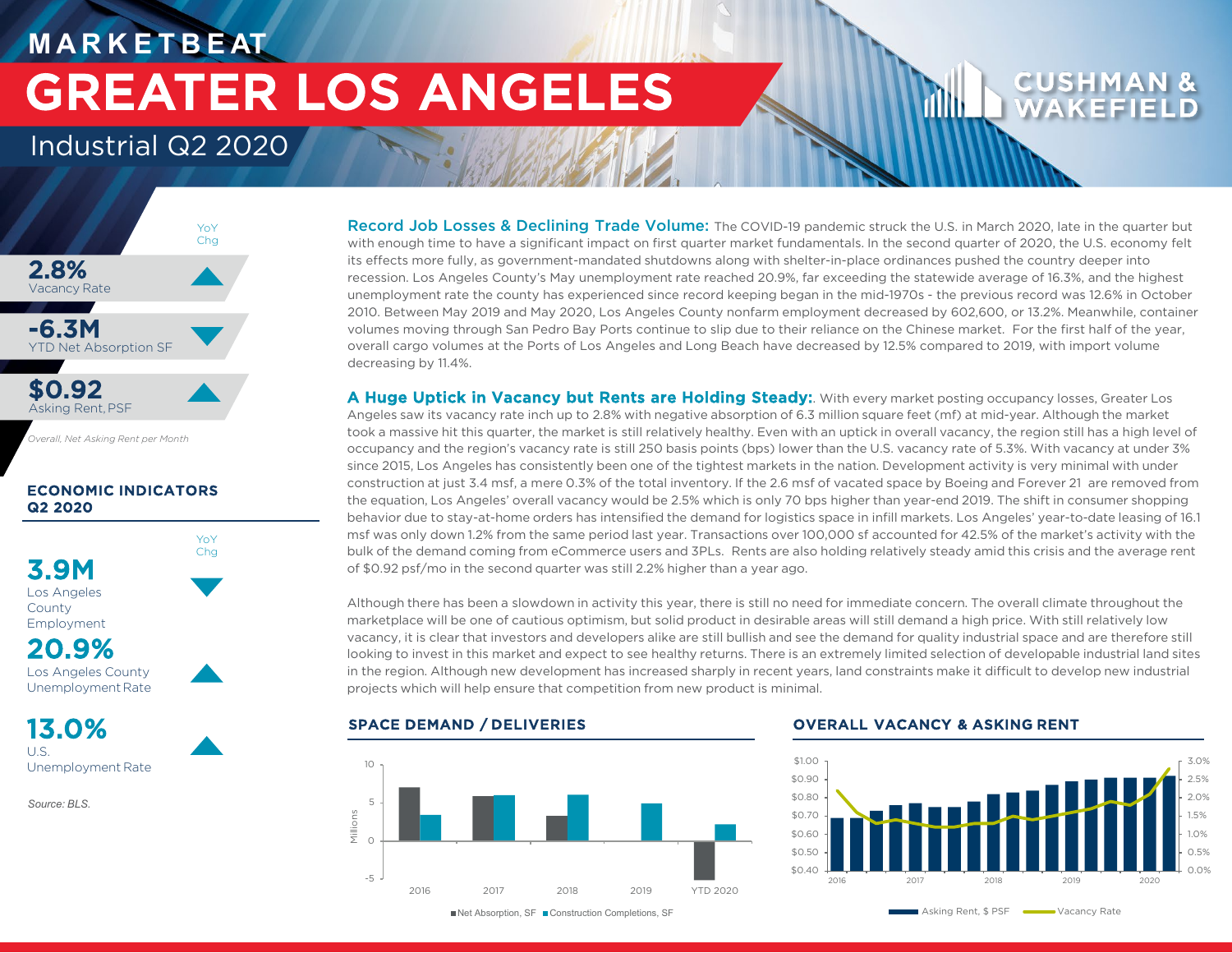# MARKETBEAT

# GREATER LOS ANGELES

## Industrial Q2 2020

| | YoY Chg |
|---|---|
| **2.8%** Vacancy Rate | ▲ |
| **-6.3M** YTD Net Absorption SF | ▼ |
| **$0.92** Asking Rent, PSF | ▲ |

*Overall, Net Asking Rent per Month*

### ECONOMIC INDICATORS Q2 2020

| | YoY Chg |
|---|---|
| **3.9M** Los Angeles County Employment | ▼ |
| **20.9%** Los Angeles County Unemployment Rate | ▲ |
| **13.0%** U.S. Unemployment Rate | ▲ |

*Source: BLS.*

**Record Job Losses & Declining Trade Volume:** The COVID-19 pandemic struck the U.S. in March 2020, late in the quarter but with enough time to have a significant impact on first quarter market fundamentals. In the second quarter of 2020, the U.S. economy felt its effects more fully, as government-mandated shutdowns along with shelter-in-place ordinances pushed the country deeper into recession. Los Angeles County's May unemployment rate reached 20.9%, far exceeding the statewide average of 16.3%, and the highest unemployment rate the county has experienced since record keeping began in the mid-1970s - the previous record was 12.6% in October 2010. Between May 2019 and May 2020, Los Angeles County nonfarm employment decreased by 602,600, or 13.2%. Meanwhile, container volumes moving through San Pedro Bay Ports continue to slip due to their reliance on the Chinese market. For the first half of the year, overall cargo volumes at the Ports of Los Angeles and Long Beach have decreased by 12.5% compared to 2019, with import volume decreasing by 11.4%.

**A Huge Uptick in Vacancy but Rents are Holding Steady:**. With every market posting occupancy losses, Greater Los Angeles saw its vacancy rate inch up to 2.8% with negative absorption of 6.3 million square feet (msf) at mid-year. Although the market took a massive hit this quarter, the market is still relatively healthy. Even with an uptick in overall vacancy, the region still has a high level of occupancy and the region's vacancy rate is still 250 basis points (bps) lower than the U.S. vacancy rate of 5.3%. With vacancy at under 3% since 2015, Los Angeles has consistently been one of the tightest markets in the nation. Development activity is very minimal with under construction at just 3.4 msf, a mere 0.3% of the total inventory. If the 2.6 msf of vacated space by Boeing and Forever 21 are removed from the equation, Los Angeles' overall vacancy would be 2.5% which is only 70 bps higher than year-end 2019. The shift in consumer shopping behavior due to stay-at-home orders has intensified the demand for logistics space in infill markets. Los Angeles' year-to-date leasing of 16.1 msf was only down 1.2% from the same period last year. Transactions over 100,000 sf accounted for 42.5% of the market's activity with the bulk of the demand coming from eCommerce users and 3PLs. Rents are also holding relatively steady amid this crisis and the average rent of $0.92 psf/mo in the second quarter was still 2.2% higher than a year ago.

Although there has been a slowdown in activity this year, there is still no need for immediate concern. The overall climate throughout the marketplace will be one of cautious optimism, but solid product in desirable areas will still demand a high price. With still relatively low vacancy, it is clear that investors and developers alike are still bullish and see the demand for quality industrial space and are therefore still looking to invest in this market and expect to see healthy returns. There is an extremely limited selection of developable industrial land sites in the region. Although new development has increased sharply in recent years, land constraints make it difficult to develop new industrial projects which will help ensure that competition from new product is minimal.

### SPACE DEMAND / DELIVERIES

Millions; ■ Net Absorption, SF ■ Construction Completions, SF

### OVERALL VACANCY & ASKING RENT

■ Asking Rent, $ PSF — Vacancy Rate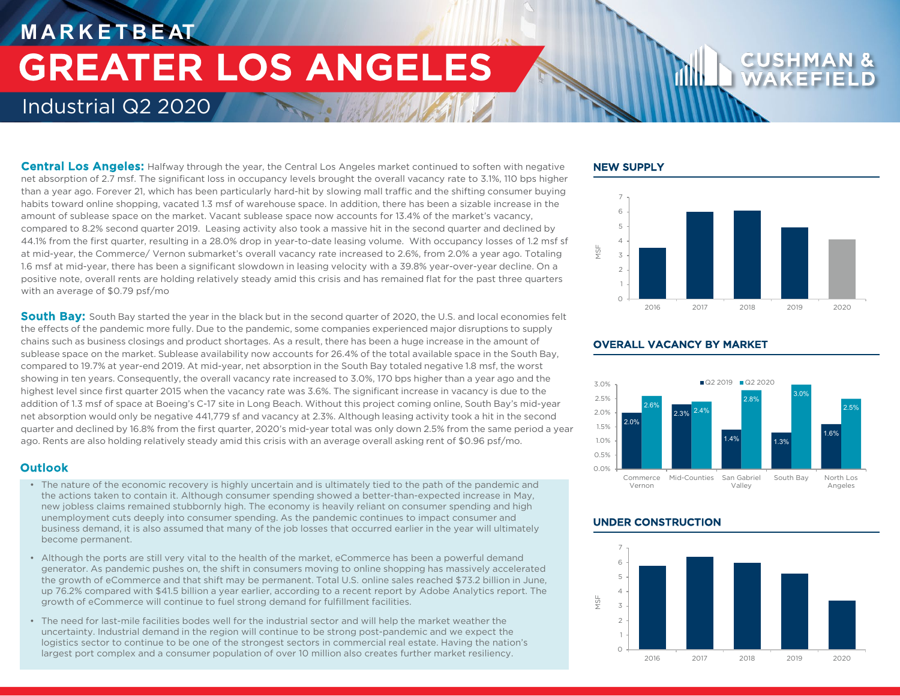# MARKETBEAT

# GREATER LOS ANGELES

## Industrial Q2 2020

**Central Los Angeles:** Halfway through the year, the Central Los Angeles market continued to soften with negative net absorption of 2.7 msf. The significant loss in occupancy levels brought the overall vacancy rate to 3.1%, 110 bps higher than a year ago. Forever 21, which has been particularly hard-hit by slowing mall traffic and the shifting consumer buying habits toward online shopping, vacated 1.3 msf of warehouse space. In addition, there has been a sizable increase in the amount of sublease space on the market. Vacant sublease space now accounts for 13.4% of the market's vacancy, compared to 8.2% second quarter 2019. Leasing activity also took a massive hit in the second quarter and declined by 44.1% from the first quarter, resulting in a 28.0% drop in year-to-date leasing volume. With occupancy losses of 1.2 msf sf at mid-year, the Commerce/ Vernon submarket's overall vacancy rate increased to 2.6%, from 2.0% a year ago. Totaling 1.6 msf at mid-year, there has been a significant slowdown in leasing velocity with a 39.8% year-over-year decline. On a positive note, overall rents are holding relatively steady amid this crisis and has remained flat for the past three quarters with an average of $0.79 psf/mo

**South Bay:** South Bay started the year in the black but in the second quarter of 2020, the U.S. and local economies felt the effects of the pandemic more fully. Due to the pandemic, some companies experienced major disruptions to supply chains such as business closings and product shortages. As a result, there has been a huge increase in the amount of sublease space on the market. Sublease availability now accounts for 26.4% of the total available space in the South Bay, compared to 19.7% at year-end 2019. At mid-year, net absorption in the South Bay totaled negative 1.8 msf, the worst showing in ten years. Consequently, the overall vacancy rate increased to 3.0%, 170 bps higher than a year ago and the highest level since first quarter 2015 when the vacancy rate was 3.6%. The significant increase in vacancy is due to the addition of 1.3 msf of space at Boeing's C-17 site in Long Beach. Without this project coming online, South Bay's mid-year net absorption would only be negative 441,779 sf and vacancy at 2.3%. Although leasing activity took a hit in the second quarter and declined by 16.8% from the first quarter, 2020's mid-year total was only down 2.5% from the same period a year ago. Rents are also holding relatively steady amid this crisis with an average overall asking rent of $0.96 psf/mo.

### Outlook

- The nature of the economic recovery is highly uncertain and is ultimately tied to the path of the pandemic and the actions taken to contain it. Although consumer spending showed a better-than-expected increase in May, new jobless claims remained stubbornly high. The economy is heavily reliant on consumer spending and high unemployment cuts deeply into consumer spending. As the pandemic continues to impact consumer and business demand, it is also assumed that many of the job losses that occurred earlier in the year will ultimately become permanent.
- Although the ports are still very vital to the health of the market, eCommerce has been a powerful demand generator. As pandemic pushes on, the shift in consumers moving to online shopping has massively accelerated the growth of eCommerce and that shift may be permanent. Total U.S. online sales reached $73.2 billion in June, up 76.2% compared with $41.5 billion a year earlier, according to a recent report by Adobe Analytics report. The growth of eCommerce will continue to fuel strong demand for fulfillment facilities.
- The need for last-mile facilities bodes well for the industrial sector and will help the market weather the uncertainty. Industrial demand in the region will continue to be strong post-pandemic and we expect the logistics sector to continue to be one of the strongest sectors in commercial real estate. Having the nation's largest port complex and a consumer population of over 10 million also creates further market resiliency.

### NEW SUPPLY

### OVERALL VACANCY BY MARKET

| Market | Q2 2019 | Q2 2020 |
|---|---|---|
| Commerce Vernon | 2.0% | 2.6% |
| Mid-Counties | 2.3% | 2.4% |
| San Gabriel Valley | 1.4% | 2.8% |
| South Bay | 1.3% | 3.0% |
| North Los Angeles | 1.6% | 2.5% |

### UNDER CONSTRUCTION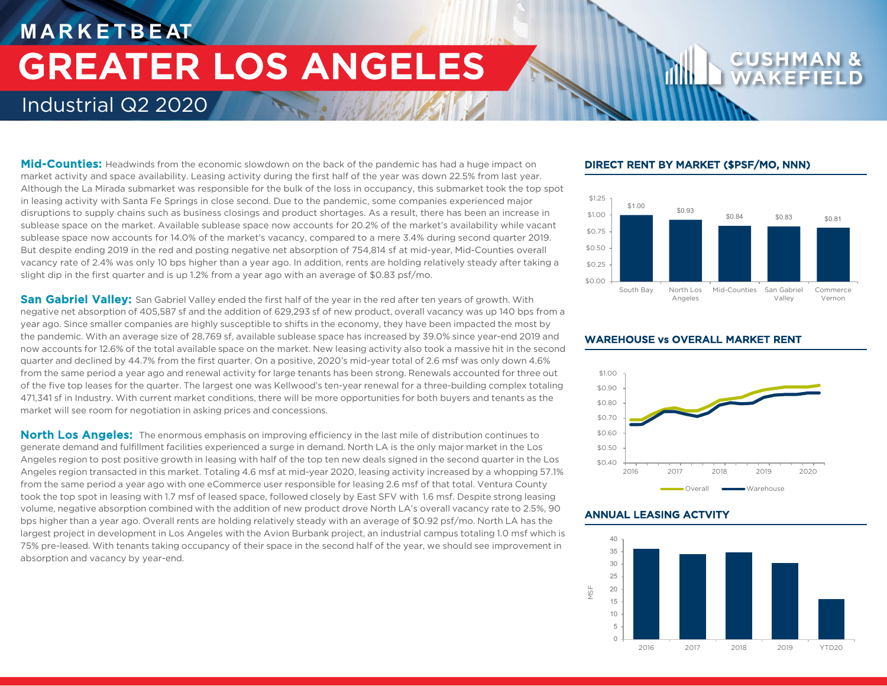# MARKETBEAT

# GREATER LOS ANGELES

## Industrial Q2 2020

**Mid-Counties:** Headwinds from the economic slowdown on the back of the pandemic has had a huge impact on market activity and space availability. Leasing activity during the first half of the year was down 22.5% from last year. Although the La Mirada submarket was responsible for the bulk of the loss in occupancy, this submarket took the top spot in leasing activity with Santa Fe Springs in close second. Due to the pandemic, some companies experienced major disruptions to supply chains such as business closings and product shortages. As a result, there has been an increase in sublease space on the market. Available sublease space now accounts for 20.2% of the market's availability while vacant sublease space now accounts for 14.0% of the market's vacancy, compared to a mere 3.4% during second quarter 2019. But despite ending 2019 in the red and posting negative net absorption of 754,814 sf at mid-year, Mid-Counties overall vacancy rate of 2.4% was only 10 bps higher than a year ago. In addition, rents are holding relatively steady after taking a slight dip in the first quarter and is up 1.2% from a year ago with an average of $0.83 psf/mo.

**San Gabriel Valley:** San Gabriel Valley ended the first half of the year in the red after ten years of growth. With negative net absorption of 405,587 sf and the addition of 629,293 sf of new product, overall vacancy was up 140 bps from a year ago. Since smaller companies are highly susceptible to shifts in the economy, they have been impacted the most by the pandemic. With an average size of 28,769 sf, available sublease space has increased by 39.0% since year-end 2019 and now accounts for 12.6% of the total available space on the market. New leasing activity also took a massive hit in the second quarter and declined by 44.7% from the first quarter. On a positive, 2020's mid-year total of 2.6 msf was only down 4.6% from the same period a year ago and renewal activity for large tenants has been strong. Renewals accounted for three out of the five top leases for the quarter. The largest one was Kellwood's ten-year renewal for a three-building complex totaling 471,341 sf in Industry. With current market conditions, there will be more opportunities for both buyers and tenants as the market will see room for negotiation in asking prices and concessions.

**North Los Angeles:** The enormous emphasis on improving efficiency in the last mile of distribution continues to generate demand and fulfillment facilities experienced a surge in demand. North LA is the only major market in the Los Angeles region to post positive growth in leasing with half of the top ten new deals signed in the second quarter in the Los Angeles region transacted in this market. Totaling 4.6 msf at mid-year 2020, leasing activity increased by a whopping 57.1% from the same period a year ago with one eCommerce user responsible for leasing 2.6 msf of that total. Ventura County took the top spot in leasing with 1.7 msf of leased space, followed closely by East SFV with 1.6 msf. Despite strong leasing volume, negative absorption combined with the addition of new product drove North LA's overall vacancy rate to 2.5%, 90 bps higher than a year ago. Overall rents are holding relatively steady with an average of $0.92 psf/mo. North LA has the largest project in development in Los Angeles with the Avion Burbank project, an industrial campus totaling 1.0 msf which is 75% pre-leased. With tenants taking occupancy of their space in the second half of the year, we should see improvement in absorption and vacancy by year-end.

### DIRECT RENT BY MARKET ($PSF/MO, NNN)

| Market | Rent |
|---|---|
| South Bay | $1.00 |
| North Los Angeles | $0.93 |
| Mid-Counties | $0.84 |
| San Gabriel Valley | $0.83 |
| Commerce Vernon | $0.81 |

### WAREHOUSE vs OVERALL MARKET RENT

Overall — Warehouse

### ANNUAL LEASING ACTVITY

| Year | MSF |
|---|---|
| 2016 | ~36 |
| 2017 | ~34 |
| 2018 | ~35 |
| 2019 | ~30.5 |
| YTD20 | ~16 |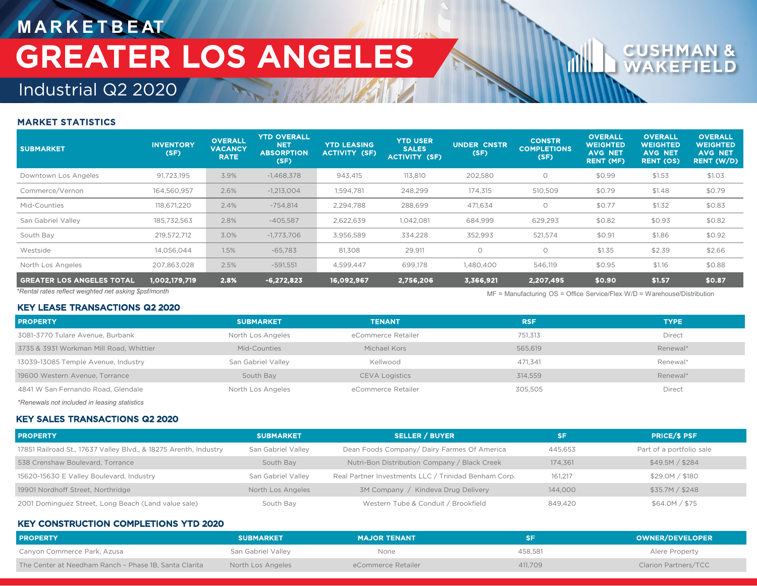# MARKETBEAT

# GREATER LOS ANGELES

## Industrial Q2 2020

CUSHMAN & WAKEFIELD

### MARKET STATISTICS

| SUBMARKET | INVENTORY (SF) | OVERALL VACANCY RATE | YTD OVERALL NET ABSORPTION (SF) | YTD LEASING ACTIVITY (SF) | YTD USER SALES ACTIVITY (SF) | UNDER CNSTR (SF) | CONSTR COMPLETIONS (SF) | OVERALL WEIGHTED AVG NET RENT (MF) | OVERALL WEIGHTED AVG NET RENT (OS) | OVERALL WEIGHTED AVG NET RENT (W/D) |
|---|---|---|---|---|---|---|---|---|---|---|
| Downtown Los Angeles | 91,723,195 | 3.9% | -1,468,378 | 943,415 | 113,810 | 202,580 | 0 | $0.99 | $1.53 | $1.03 |
| Commerce/Vernon | 164,560,957 | 2.6% | -1,213,004 | 1,594,781 | 248,299 | 174,315 | 510,509 | $0.79 | $1.48 | $0.79 |
| Mid-Counties | 118,671,220 | 2.4% | -754,814 | 2,294,788 | 288,699 | 471,634 | 0 | $0.77 | $1.32 | $0.83 |
| San Gabriel Valley | 185,732,563 | 2.8% | -405,587 | 2,622,639 | 1,042,081 | 684,999 | 629,293 | $0.82 | $0.93 | $0.82 |
| South Bay | 219,572,712 | 3.0% | -1,773,706 | 3,956,589 | 334,228 | 352,993 | 521,574 | $0.91 | $1.86 | $0.92 |
| Westside | 14,056,044 | 1.5% | -65,783 | 81,308 | 29,911 | 0 | 0 | $1.35 | $2.39 | $2.66 |
| North Los Angeles | 207,863,028 | 2.5% | -591,551 | 4,599,447 | 699,178 | 1,480,400 | 546,119 | $0.95 | $1.16 | $0.88 |
| **GREATER LOS ANGELES TOTAL** | **1,002,179,719** | **2.8%** | **-6,272,823** | **16,092,967** | **2,756,206** | **3,366,921** | **2,207,495** | **$0.90** | **$1.57** | **$0.87** |

*Rental rates reflect weighted net asking $psf/month*

MF = Manufacturing OS = Office Service/Flex W/D = Warehouse/Distribution

### KEY LEASE TRANSACTIONS Q2 2020

| PROPERTY | SUBMARKET | TENANT | RSF | TYPE |
|---|---|---|---|---|
| 3081-3770 Tulare Avenue, Burbank | North Los Angeles | eCommerce Retailer | 751,313 | Direct |
| 3735 & 3931 Workman Mill Road, Whittier | Mid-Counties | Michael Kors | 565,619 | Renewal* |
| 13039-13085 Temple Avenue, Industry | San Gabriel Valley | Kellwood | 471,341 | Renewal* |
| 19600 Western Avenue, Torrance | South Bay | CEVA Logistics | 314,559 | Renewal* |
| 4841 W San Fernando Road, Glendale | North Los Angeles | eCommerce Retailer | 305,505 | Direct |

*Renewals not included in leasing statistics*

### KEY SALES TRANSACTIONS Q2 2020

| PROPERTY | SUBMARKET | SELLER / BUYER | SF | PRICE/$ PSF |
|---|---|---|---|---|
| 17851 Railroad St., 17637 Valley Blvd., & 18275 Arenth, Industry | San Gabriel Valley | Dean Foods Company/ Dairy Farmes Of America | 445,653 | Part of a portfolio sale |
| 538 Crenshaw Boulevard, Torrance | South Bay | Nutri-Bon Distribution Company / Black Creek | 174,361 | $49.5M / $284 |
| 15620-15630 E Valley Boulevard, Industry | San Gabriel Valley | Real Partner Investments LLC / Trinidad Benham Corp. | 161,217 | $29.0M / $180 |
| 19901 Nordhoff Street, Northridge | North Los Angeles | 3M Company / Kindeva Drug Delivery | 144,000 | $35.7M / $248 |
| 2001 Dominguez Street, Long Beach (Land value sale) | South Bay | Western Tube & Conduit / Brookfield | 849,420 | $64.0M / $75 |

### KEY CONSTRUCTION COMPLETIONS YTD 2020

| PROPERTY | SUBMARKET | MAJOR TENANT | SF | OWNER/DEVELOPER |
|---|---|---|---|---|
| Canyon Commerce Park, Azusa | San Gabriel Valley | None | 458,581 | Alere Property |
| The Center at Needham Ranch – Phase 1B, Santa Clarita | North Los Angeles | eCommerce Retailer | 411,709 | Clarion Partners/TCC |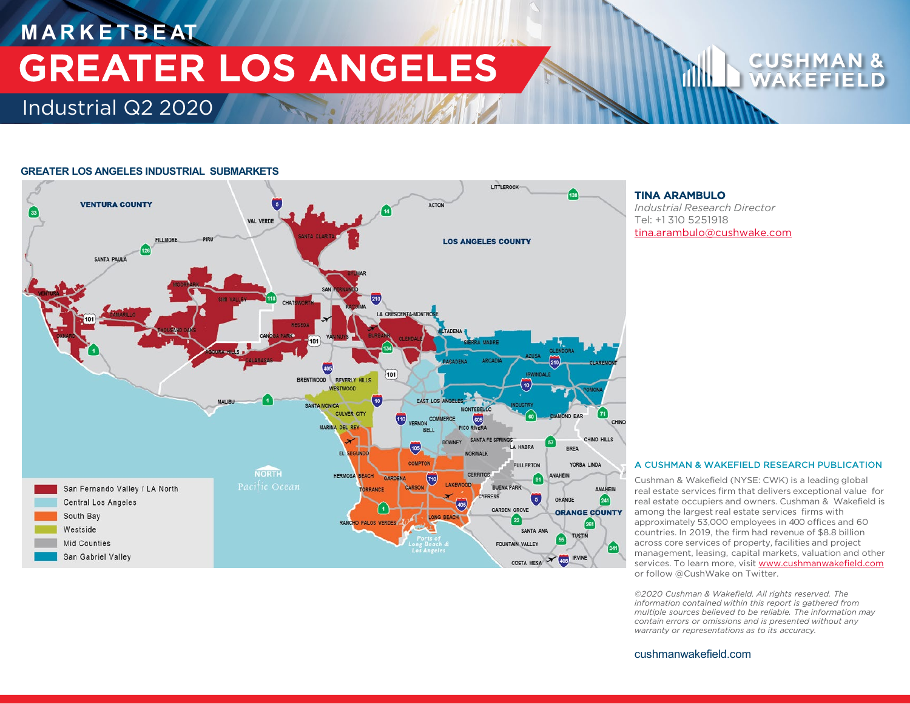# MARKETBEAT

# GREATER LOS ANGELES

## Industrial Q2 2020

### GREATER LOS ANGELES INDUSTRIAL SUBMARKETS

San Fernando Valley / LA North
Central Los Angeles
South Bay
Westside
Mid Counties
San Gabriel Valley

**TINA ARAMBULO**
*Industrial Research Director*
Tel: +1 310 5251918
tina.arambulo@cushwake.com

### A CUSHMAN & WAKEFIELD RESEARCH PUBLICATION

Cushman & Wakefield (NYSE: CWK) is a leading global real estate services firm that delivers exceptional value for real estate occupiers and owners. Cushman & Wakefield is among the largest real estate services firms with approximately 53,000 employees in 400 offices and 60 countries. In 2019, the firm had revenue of $8.8 billion across core services of property, facilities and project management, leasing, capital markets, valuation and other services. To learn more, visit www.cushmanwakefield.com or follow @CushWake on Twitter.

*©2020 Cushman & Wakefield. All rights reserved. The information contained within this report is gathered from multiple sources believed to be reliable. The information may contain errors or omissions and is presented without any warranty or representations as to its accuracy.*

cushmanwakefield.com